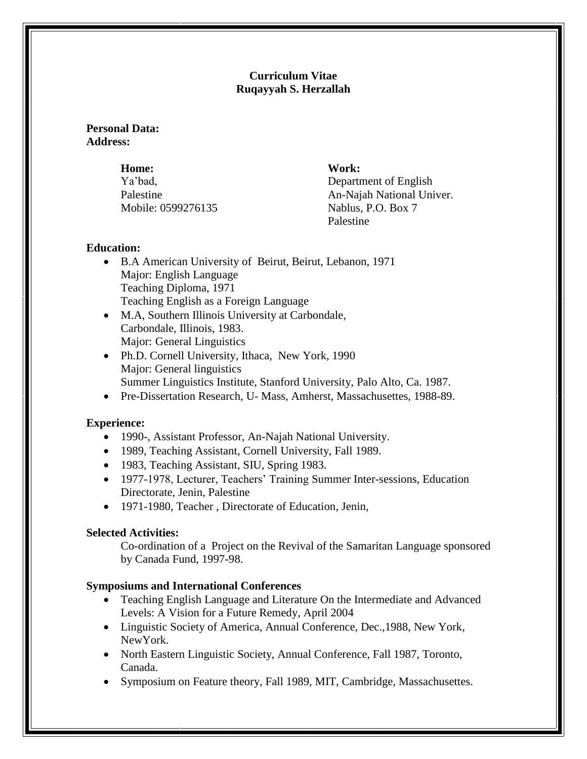**Curriculum Vitae**
**Ruqayyah S. Herzallah**

**Personal Data:**
**Address:**

**Home:**
Ya'bad,
Palestine
Mobile: 0599276135

**Work:**
Department of English
An-Najah National Univer.
Nablus, P.O. Box 7
Palestine

**Education:**

- B.A American University of Beirut, Beirut, Lebanon, 1971
  Major: English Language
  Teaching Diploma, 1971
  Teaching English as a Foreign Language
- M.A, Southern Illinois University at Carbondale,
  Carbondale, Illinois, 1983.
  Major: General Linguistics
- Ph.D. Cornell University, Ithaca, New York, 1990
  Major: General linguistics
  Summer Linguistics Institute, Stanford University, Palo Alto, Ca. 1987.
- Pre-Dissertation Research, U- Mass, Amherst, Massachusettes, 1988-89.

**Experience:**

- 1990-, Assistant Professor, An-Najah National University.
- 1989, Teaching Assistant, Cornell University, Fall 1989.
- 1983, Teaching Assistant, SIU, Spring 1983.
- 1977-1978, Lecturer, Teachers' Training Summer Inter-sessions, Education Directorate, Jenin, Palestine
- 1971-1980, Teacher , Directorate of Education, Jenin,

**Selected Activities:**

Co-ordination of a Project on the Revival of the Samaritan Language sponsored by Canada Fund, 1997-98.

**Symposiums and International Conferences**

- Teaching English Language and Literature On the Intermediate and Advanced Levels: A Vision for a Future Remedy, April 2004
- Linguistic Society of America, Annual Conference, Dec.,1988, New York, NewYork.
- North Eastern Linguistic Society, Annual Conference, Fall 1987, Toronto, Canada.
- Symposium on Feature theory, Fall 1989, MIT, Cambridge, Massachusettes.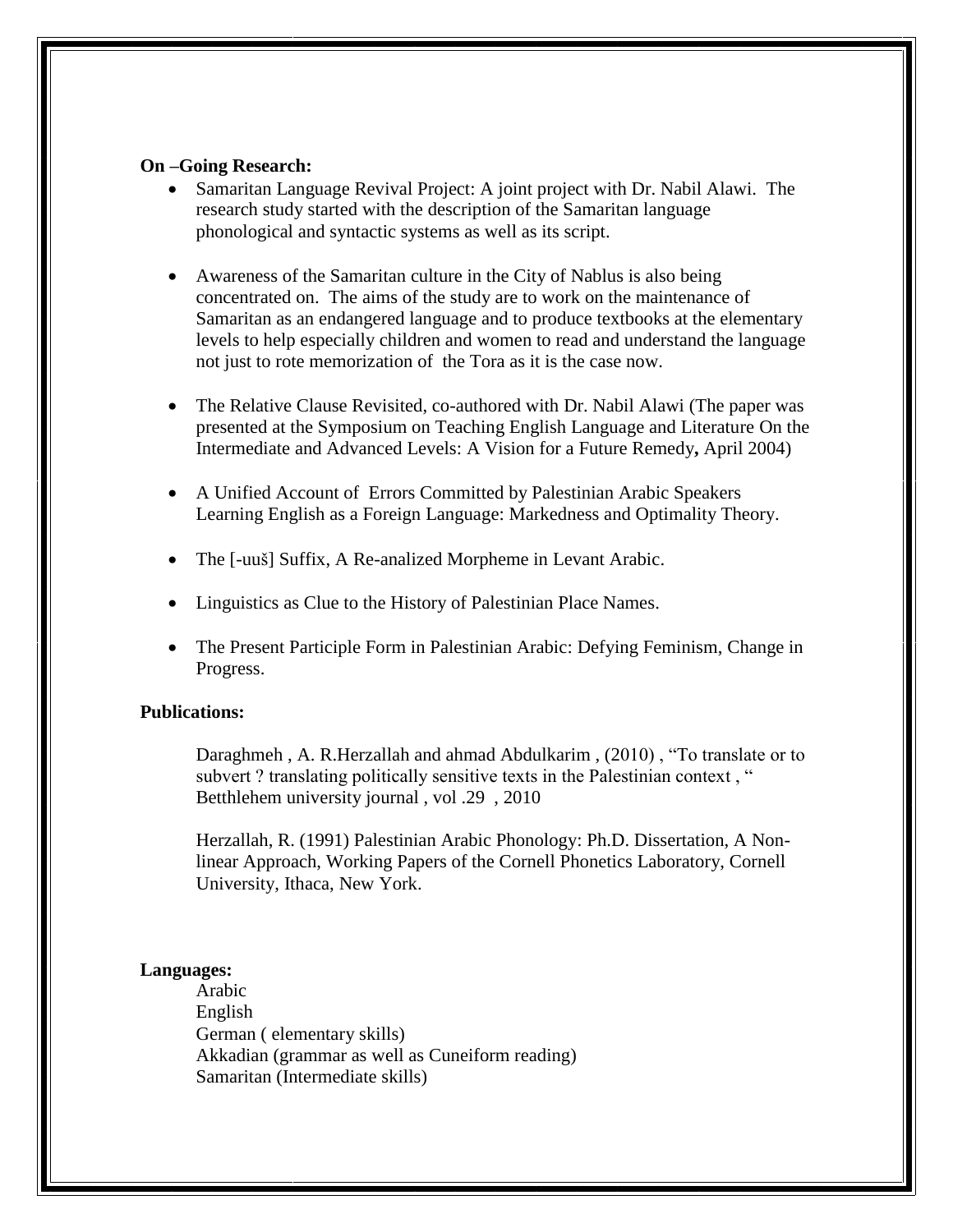**On –Going Research:**

- Samaritan Language Revival Project: A joint project with Dr. Nabil Alawi. The research study started with the description of the Samaritan language phonological and syntactic systems as well as its script.

- Awareness of the Samaritan culture in the City of Nablus is also being concentrated on. The aims of the study are to work on the maintenance of Samaritan as an endangered language and to produce textbooks at the elementary levels to help especially children and women to read and understand the language not just to rote memorization of the Tora as it is the case now.

- The Relative Clause Revisited, co-authored with Dr. Nabil Alawi (The paper was presented at the Symposium on Teaching English Language and Literature On the Intermediate and Advanced Levels: A Vision for a Future Remedy**,** April 2004)

- A Unified Account of Errors Committed by Palestinian Arabic Speakers Learning English as a Foreign Language: Markedness and Optimality Theory.

- The [-uuš] Suffix, A Re-analized Morpheme in Levant Arabic.

- Linguistics as Clue to the History of Palestinian Place Names.

- The Present Participle Form in Palestinian Arabic: Defying Feminism, Change in Progress.

**Publications:**

Daraghmeh , A. R.Herzallah and ahmad Abdulkarim , (2010) , "To translate or to subvert ? translating politically sensitive texts in the Palestinian context , " Betthlehem university journal , vol .29 , 2010

Herzallah, R. (1991) Palestinian Arabic Phonology: Ph.D. Dissertation, A Non-linear Approach, Working Papers of the Cornell Phonetics Laboratory, Cornell University, Ithaca, New York.

**Languages:**

Arabic
English
German ( elementary skills)
Akkadian (grammar as well as Cuneiform reading)
Samaritan (Intermediate skills)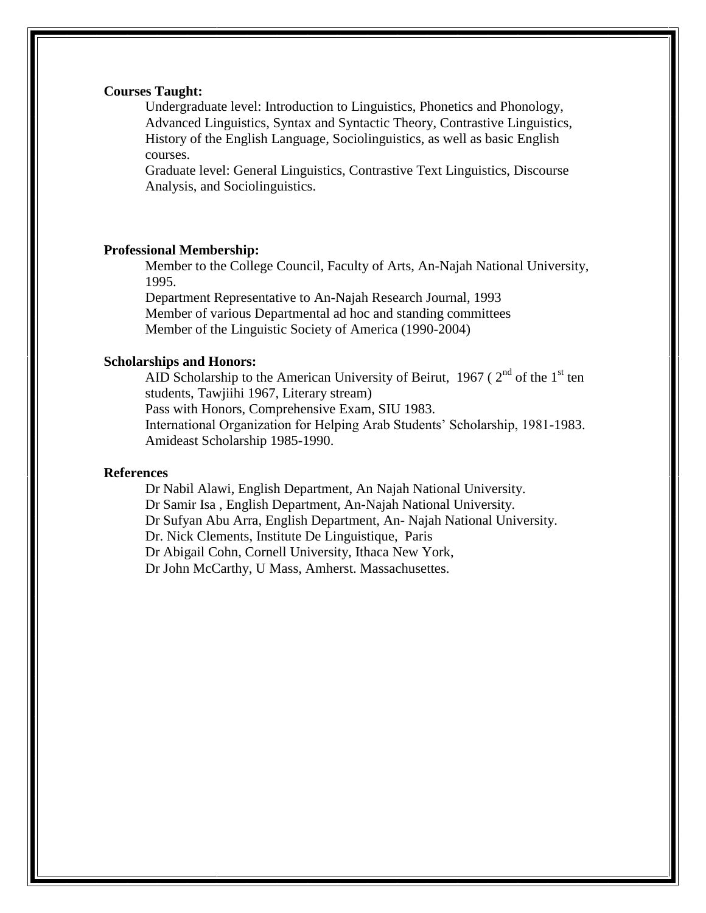**Courses Taught:**

Undergraduate level: Introduction to Linguistics, Phonetics and Phonology, Advanced Linguistics, Syntax and Syntactic Theory, Contrastive Linguistics, History of the English Language, Sociolinguistics, as well as basic English courses.

Graduate level: General Linguistics, Contrastive Text Linguistics, Discourse Analysis, and Sociolinguistics.

**Professional Membership:**

Member to the College Council, Faculty of Arts, An-Najah National University, 1995.

Department Representative to An-Najah Research Journal, 1993

Member of various Departmental ad hoc and standing committees

Member of the Linguistic Society of America (1990-2004)

**Scholarships and Honors:**

AID Scholarship to the American University of Beirut, 1967 ( 2nd of the 1st ten students, Tawjiihi 1967, Literary stream)

Pass with Honors, Comprehensive Exam, SIU 1983.

International Organization for Helping Arab Students' Scholarship, 1981-1983.

Amideast Scholarship 1985-1990.

**References**

Dr Nabil Alawi, English Department, An Najah National University.

Dr Samir Isa , English Department, An-Najah National University.

Dr Sufyan Abu Arra, English Department, An- Najah National University.

Dr. Nick Clements, Institute De Linguistique, Paris

Dr Abigail Cohn, Cornell University, Ithaca New York,

Dr John McCarthy, U Mass, Amherst. Massachusettes.